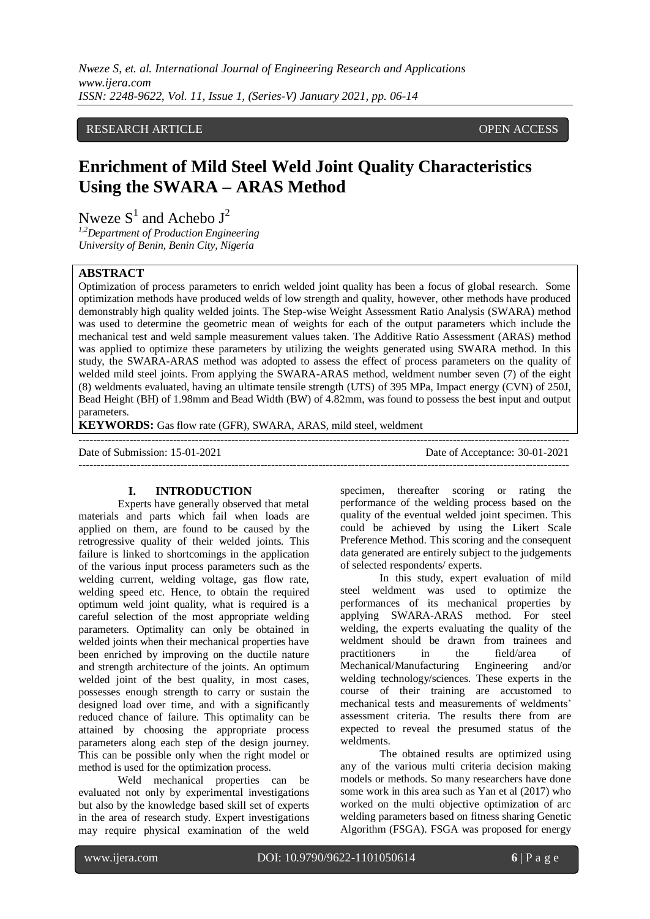RESEARCH ARTICLE OPEN ACCESS

# Enrichment of Mild Steel Weld Joint Quality Characteristics Using the SWARA – ARAS Method

Nweze S[1] and Achebo J[2]

[1,2]*Department of Production Engineering*
*University of Benin, Benin City, Nigeria*

## ABSTRACT

Optimization of process parameters to enrich welded joint quality has been a focus of global research. Some optimization methods have produced welds of low strength and quality, however, other methods have produced demonstrably high quality welded joints. The Step-wise Weight Assessment Ratio Analysis (SWARA) method was used to determine the geometric mean of weights for each of the output parameters which include the mechanical test and weld sample measurement values taken. The Additive Ratio Assessment (ARAS) method was applied to optimize these parameters by utilizing the weights generated using SWARA method. In this study, the SWARA-ARAS method was adopted to assess the effect of process parameters on the quality of welded mild steel joints. From applying the SWARA-ARAS method, weldment number seven (7) of the eight (8) weldments evaluated, having an ultimate tensile strength (UTS) of 395 MPa, Impact energy (CVN) of 250J, Bead Height (BH) of 1.98mm and Bead Width (BW) of 4.82mm, was found to possess the best input and output parameters.

**KEYWORDS:** Gas flow rate (GFR), SWARA, ARAS, mild steel, weldment

---

Date of Submission: 15-01-2021 Date of Acceptance: 30-01-2021

---

## I. INTRODUCTION

Experts have generally observed that metal materials and parts which fail when loads are applied on them, are found to be caused by the retrogressive quality of their welded joints. This failure is linked to shortcomings in the application of the various input process parameters such as the welding current, welding voltage, gas flow rate, welding speed etc. Hence, to obtain the required optimum weld joint quality, what is required is a careful selection of the most appropriate welding parameters. Optimality can only be obtained in welded joints when their mechanical properties have been enriched by improving on the ductile nature and strength architecture of the joints. An optimum welded joint of the best quality, in most cases, possesses enough strength to carry or sustain the designed load over time, and with a significantly reduced chance of failure. This optimality can be attained by choosing the appropriate process parameters along each step of the design journey. This can be possible only when the right model or method is used for the optimization process.

Weld mechanical properties can be evaluated not only by experimental investigations but also by the knowledge based skill set of experts in the area of research study. Expert investigations may require physical examination of the weld specimen, thereafter scoring or rating the performance of the welding process based on the quality of the eventual welded joint specimen. This could be achieved by using the Likert Scale Preference Method. This scoring and the consequent data generated are entirely subject to the judgements of selected respondents/ experts.

In this study, expert evaluation of mild steel weldment was used to optimize the performances of its mechanical properties by applying SWARA-ARAS method. For steel welding, the experts evaluating the quality of the weldment should be drawn from trainees and practitioners in the field/area of Mechanical/Manufacturing Engineering and/or welding technology/sciences. These experts in the course of their training are accustomed to mechanical tests and measurements of weldments' assessment criteria. The results there from are expected to reveal the presumed status of the weldments.

The obtained results are optimized using any of the various multi criteria decision making models or methods. So many researchers have done some work in this area such as Yan et al (2017) who worked on the multi objective optimization of arc welding parameters based on fitness sharing Genetic Algorithm (FSGA). FSGA was proposed for energy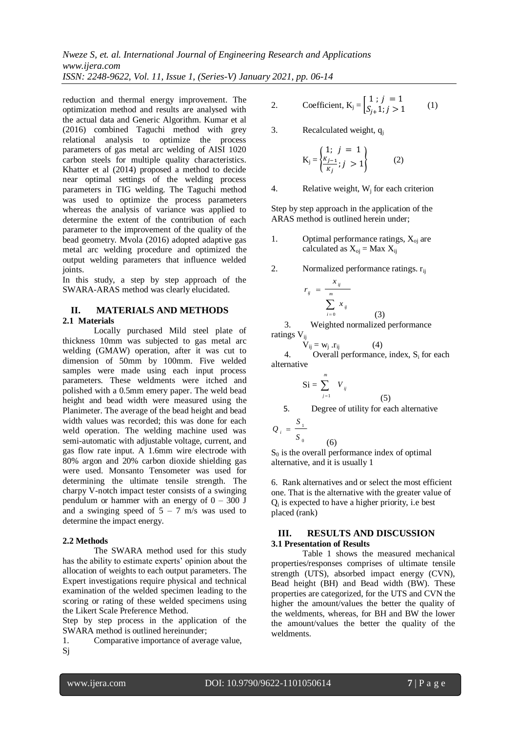reduction and thermal energy improvement. The optimization method and results are analysed with the actual data and Generic Algorithm. Kumar et al (2016) combined Taguchi method with grey relational analysis to optimize the process parameters of gas metal arc welding of AISI 1020 carbon steels for multiple quality characteristics. Khatter et al (2014) proposed a method to decide near optimal settings of the welding process parameters in TIG welding. The Taguchi method was used to optimize the process parameters whereas the analysis of variance was applied to determine the extent of the contribution of each parameter to the improvement of the quality of the bead geometry. Mvola (2016) adopted adaptive gas metal arc welding procedure and optimized the output welding parameters that influence welded joints.

In this study, a step by step approach of the SWARA-ARAS method was clearly elucidated.

## II. MATERIALS AND METHODS

### 2.1 Materials

Locally purchased Mild steel plate of thickness 10mm was subjected to gas metal arc welding (GMAW) operation, after it was cut to dimension of 50mm by 100mm. Five welded samples were made using each input process parameters. These weldments were itched and polished with a 0.5mm emery paper. The weld bead height and bead width were measured using the Planimeter. The average of the bead height and bead width values was recorded; this was done for each weld operation. The welding machine used was semi-automatic with adjustable voltage, current, and gas flow rate input. A 1.6mm wire electrode with 80% argon and 20% carbon dioxide shielding gas were used. Monsanto Tensometer was used for determining the ultimate tensile strength. The charpy V-notch impact tester consists of a swinging pendulum or hammer with an energy of 0 – 300 J and a swinging speed of 5 – 7 m/s was used to determine the impact energy.

### 2.2 Methods

The SWARA method used for this study has the ability to estimate experts' opinion about the allocation of weights to each output parameters. The Expert investigations require physical and technical examination of the welded specimen leading to the scoring or rating of these welded specimens using the Likert Scale Preference Method.

Step by step process in the application of the SWARA method is outlined hereinunder;

1. Comparative importance of average value, $S_j$
2. Coefficient, $K_j = \begin{bmatrix} 1\ ;\ j\ =1 \\ S_{j+}1; j > 1 \end{bmatrix}$ (1)
3. Recalculated weight, $q_j$

$$K_j = \begin{Bmatrix} 1;\ j\ =\ 1 \\ \frac{K_{j-1}}{K_j};\ j\ > 1 \end{Bmatrix} \qquad (2)$$

4. Relative weight, $W_j$ for each criterion

Step by step approach in the application of the ARAS method is outlined herein under;

1. Optimal performance ratings, $X_{oj}$ are calculated as $X_{oj} = \text{Max}\ X_{ij}$
2. Normalized performance ratings. $r_{ij}$

$$r_{ij} = \frac{x_{ij}}{\sum_{i=0}^{m} x_{ij}} \qquad (3)$$

3. Weighted normalized performance ratings $V_{ij}$

$$V_{ij} = w_j \cdot r_{ij} \qquad (4)$$

4. Overall performance, index, $S_i$ for each alternative

$$Si = \sum_{j=1}^{m} V_{ij} \qquad (5)$$

5. Degree of utility for each alternative

$$Q_i = \frac{S_1}{S_0} \qquad (6)$$

$S_0$ is the overall performance index of optimal alternative, and it is usually 1

6. Rank alternatives and or select the most efficient one. That is the alternative with the greater value of $Q_i$ is expected to have a higher priority, i.e best placed (rank)

## III. RESULTS AND DISCUSSION

### 3.1 Presentation of Results

Table 1 shows the measured mechanical properties/responses comprises of ultimate tensile strength (UTS), absorbed impact energy (CVN), Bead height (BH) and Bead width (BW). These properties are categorized, for the UTS and CVN the higher the amount/values the better the quality of the weldments, whereas, for BH and BW the lower the amount/values the better the quality of the weldments.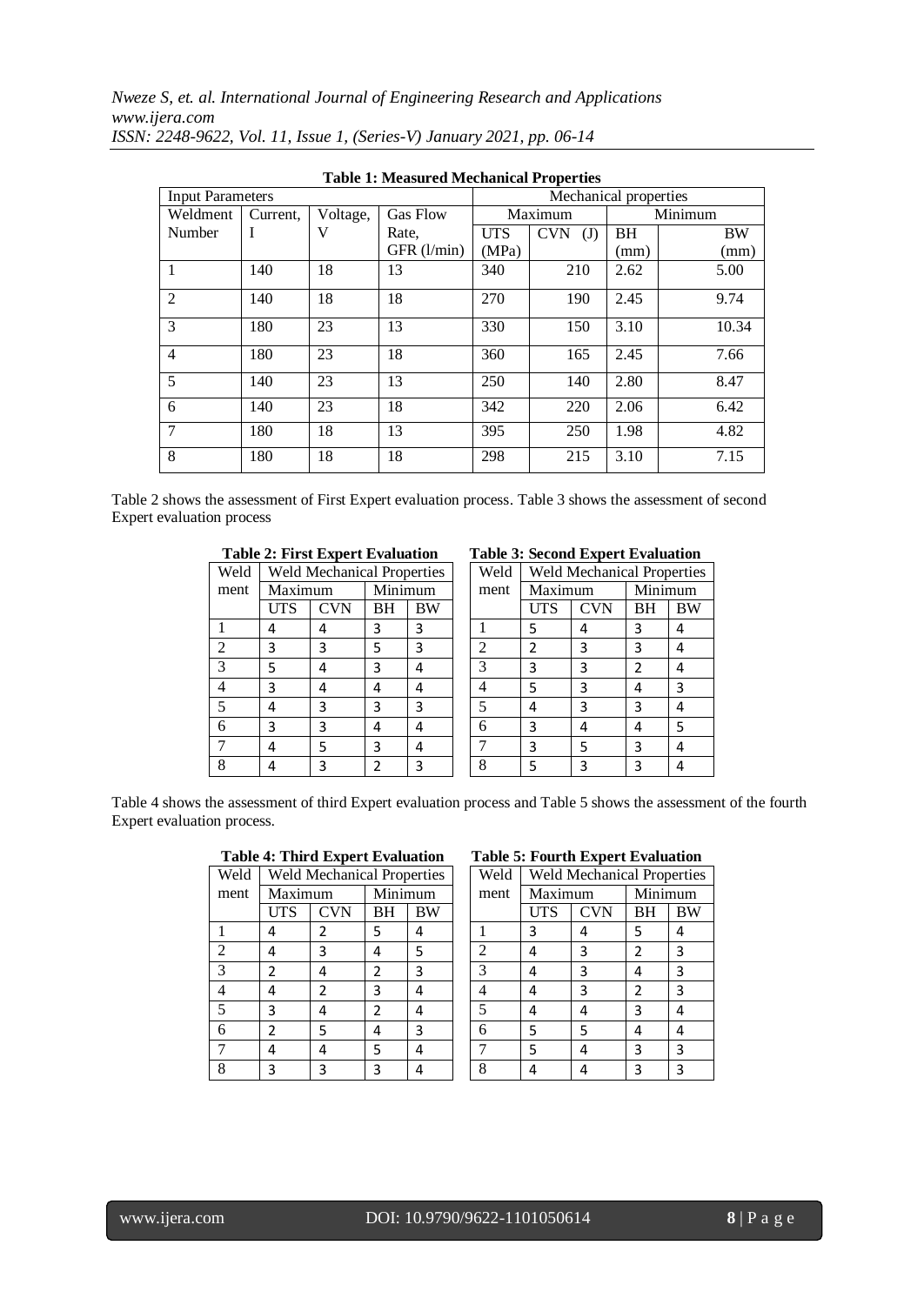**Table 1: Measured Mechanical Properties**

| Input Parameters | | | | Mechanical properties | | | |
|---|---|---|---|---|---|---|---|
| Weldment Number | Current, I | Voltage, V | Gas Flow Rate, GFR (l/min) | Maximum | | Minimum | |
| | | | | UTS (MPa) | CVN (J) | BH (mm) | BW (mm) |
| 1 | 140 | 18 | 13 | 340 | 210 | 2.62 | 5.00 |
| 2 | 140 | 18 | 18 | 270 | 190 | 2.45 | 9.74 |
| 3 | 180 | 23 | 13 | 330 | 150 | 3.10 | 10.34 |
| 4 | 180 | 23 | 18 | 360 | 165 | 2.45 | 7.66 |
| 5 | 140 | 23 | 13 | 250 | 140 | 2.80 | 8.47 |
| 6 | 140 | 23 | 18 | 342 | 220 | 2.06 | 6.42 |
| 7 | 180 | 18 | 13 | 395 | 250 | 1.98 | 4.82 |
| 8 | 180 | 18 | 18 | 298 | 215 | 3.10 | 7.15 |

Table 2 shows the assessment of First Expert evaluation process. Table 3 shows the assessment of second Expert evaluation process

**Table 2: First Expert Evaluation**

| Weldment | Weld Mechanical Properties | | | |
|---|---|---|---|---|
| | Maximum | | Minimum | |
| | UTS | CVN | BH | BW |
| 1 | 4 | 4 | 3 | 3 |
| 2 | 3 | 3 | 5 | 3 |
| 3 | 5 | 4 | 3 | 4 |
| 4 | 3 | 4 | 4 | 4 |
| 5 | 4 | 3 | 3 | 3 |
| 6 | 3 | 3 | 4 | 4 |
| 7 | 4 | 5 | 3 | 4 |
| 8 | 4 | 3 | 2 | 3 |

**Table 3: Second Expert Evaluation**

| Weldment | Weld Mechanical Properties | | | |
|---|---|---|---|---|
| | Maximum | | Minimum | |
| | UTS | CVN | BH | BW |
| 1 | 5 | 4 | 3 | 4 |
| 2 | 2 | 3 | 3 | 4 |
| 3 | 3 | 3 | 2 | 4 |
| 4 | 5 | 3 | 4 | 3 |
| 5 | 4 | 3 | 3 | 4 |
| 6 | 3 | 4 | 4 | 5 |
| 7 | 3 | 5 | 3 | 4 |
| 8 | 5 | 3 | 3 | 4 |

Table 4 shows the assessment of third Expert evaluation process and Table 5 shows the assessment of the fourth Expert evaluation process.

**Table 4: Third Expert Evaluation**

| Weldment | Weld Mechanical Properties | | | |
|---|---|---|---|---|
| | Maximum | | Minimum | |
| | UTS | CVN | BH | BW |
| 1 | 4 | 2 | 5 | 4 |
| 2 | 4 | 3 | 4 | 5 |
| 3 | 2 | 4 | 2 | 3 |
| 4 | 4 | 2 | 3 | 4 |
| 5 | 3 | 4 | 2 | 4 |
| 6 | 2 | 5 | 4 | 3 |
| 7 | 4 | 4 | 5 | 4 |
| 8 | 3 | 3 | 3 | 4 |

**Table 5: Fourth Expert Evaluation**

| Weldment | Weld Mechanical Properties | | | |
|---|---|---|---|---|
| | Maximum | | Minimum | |
| | UTS | CVN | BH | BW |
| 1 | 3 | 4 | 5 | 4 |
| 2 | 4 | 3 | 2 | 3 |
| 3 | 4 | 3 | 4 | 3 |
| 4 | 4 | 3 | 2 | 3 |
| 5 | 4 | 4 | 3 | 4 |
| 6 | 5 | 5 | 4 | 4 |
| 7 | 5 | 4 | 3 | 3 |
| 8 | 4 | 4 | 3 | 3 |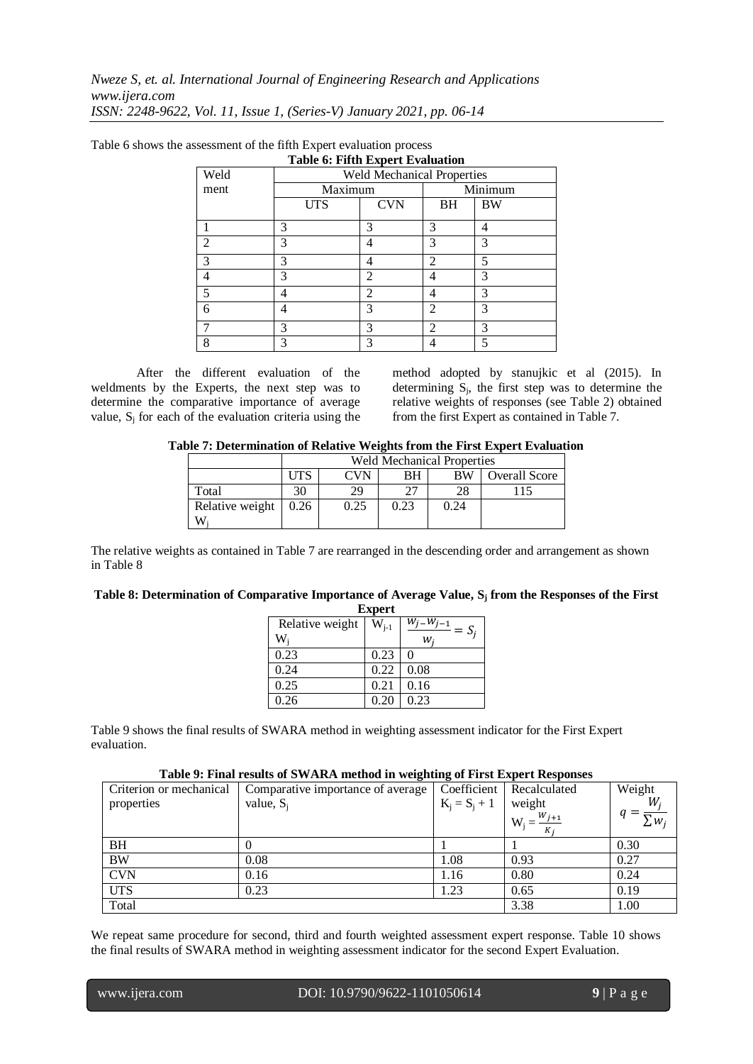Table 6 shows the assessment of the fifth Expert evaluation process

**Table 6: Fifth Expert Evaluation**

| Weld ment | Weld Mechanical Properties | | | |
|---|---|---|---|---|
| | Maximum | | Minimum | |
| | UTS | CVN | BH | BW |
| 1 | 3 | 3 | 3 | 4 |
| 2 | 3 | 4 | 3 | 3 |
| 3 | 3 | 4 | 2 | 5 |
| 4 | 3 | 2 | 4 | 3 |
| 5 | 4 | 2 | 4 | 3 |
| 6 | 4 | 3 | 2 | 3 |
| 7 | 3 | 3 | 2 | 3 |
| 8 | 3 | 3 | 4 | 5 |

After the different evaluation of the weldments by the Experts, the next step was to determine the comparative importance of average value, $S_j$ for each of the evaluation criteria using the method adopted by stanujkic et al (2015). In determining $S_j$, the first step was to determine the relative weights of responses (see Table 2) obtained from the first Expert as contained in Table 7.

**Table 7: Determination of Relative Weights from the First Expert Evaluation**

| | Weld Mechanical Properties | | | | |
|---|---|---|---|---|---|
| | UTS | CVN | BH | BW | Overall Score |
| Total | 30 | 29 | 27 | 28 | 115 |
| Relative weight $W_j$ | 0.26 | 0.25 | 0.23 | 0.24 | |

The relative weights as contained in Table 7 are rearranged in the descending order and arrangement as shown in Table 8

**Table 8: Determination of Comparative Importance of Average Value, $S_j$ from the Responses of the First Expert**

| Relative weight $W_j$ | $W_{j-1}$ | $\frac{w_j - w_{j-1}}{w_j} = S_j$ |
|---|---|---|
| 0.23 | 0.23 | 0 |
| 0.24 | 0.22 | 0.08 |
| 0.25 | 0.21 | 0.16 |
| 0.26 | 0.20 | 0.23 |

Table 9 shows the final results of SWARA method in weighting assessment indicator for the First Expert evaluation.

**Table 9: Final results of SWARA method in weighting of First Expert Responses**

| Criterion or mechanical properties | Comparative importance of average value, $S_j$ | Coefficient $K_j = S_j + 1$ | Recalculated weight $W_j = \frac{w_{j+1}}{K_j}$ | Weight $q = \frac{W_j}{\sum w_j}$ |
|---|---|---|---|---|
| BH | 0 | 1 | 1 | 0.30 |
| BW | 0.08 | 1.08 | 0.93 | 0.27 |
| CVN | 0.16 | 1.16 | 0.80 | 0.24 |
| UTS | 0.23 | 1.23 | 0.65 | 0.19 |
| Total | | | 3.38 | 1.00 |

We repeat same procedure for second, third and fourth weighted assessment expert response. Table 10 shows the final results of SWARA method in weighting assessment indicator for the second Expert Evaluation.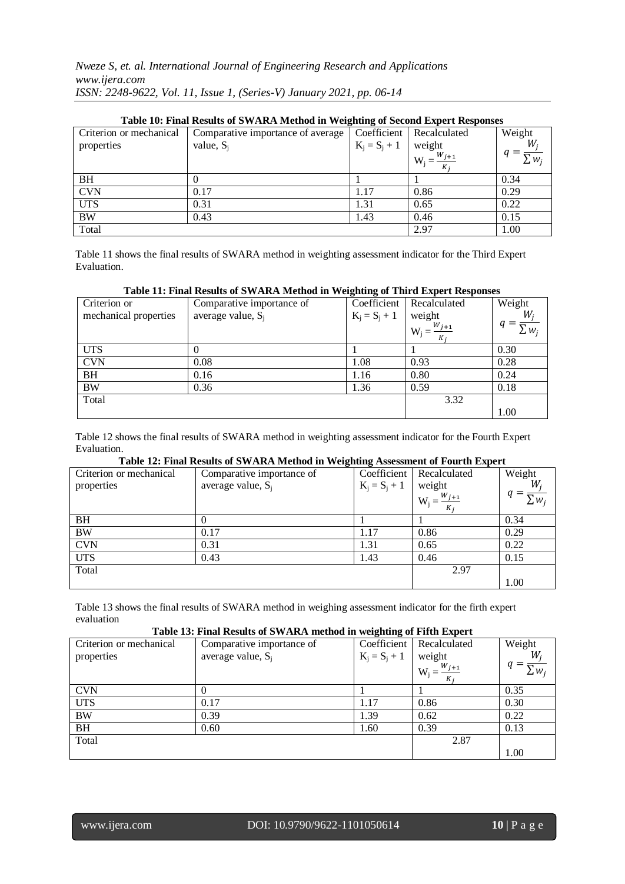**Table 10: Final Results of SWARA Method in Weighting of Second Expert Responses**

| Criterion or mechanical properties | Comparative importance of average value, $S_j$ | Coefficient $K_j = S_j + 1$ | Recalculated weight $W_j = \frac{W_{j+1}}{K_j}$ | Weight $q = \frac{W_j}{\sum w_j}$ |
|---|---|---|---|---|
| BH | 0 | 1 | 1 | 0.34 |
| CVN | 0.17 | 1.17 | 0.86 | 0.29 |
| UTS | 0.31 | 1.31 | 0.65 | 0.22 |
| BW | 0.43 | 1.43 | 0.46 | 0.15 |
| Total | | | 2.97 | 1.00 |

Table 11 shows the final results of SWARA method in weighting assessment indicator for the Third Expert Evaluation.

**Table 11: Final Results of SWARA Method in Weighting of Third Expert Responses**

| Criterion or mechanical properties | Comparative importance of average value, $S_j$ | Coefficient $K_j = S_j + 1$ | Recalculated weight $W_j = \frac{W_{j+1}}{K_j}$ | Weight $q = \frac{W_j}{\sum w_j}$ |
|---|---|---|---|---|
| UTS | 0 | 1 | 1 | 0.30 |
| CVN | 0.08 | 1.08 | 0.93 | 0.28 |
| BH | 0.16 | 1.16 | 0.80 | 0.24 |
| BW | 0.36 | 1.36 | 0.59 | 0.18 |
| Total | | | 3.32 | 1.00 |

Table 12 shows the final results of SWARA method in weighting assessment indicator for the Fourth Expert Evaluation.

**Table 12: Final Results of SWARA Method in Weighting Assessment of Fourth Expert**

| Criterion or mechanical properties | Comparative importance of average value, $S_j$ | Coefficient $K_j = S_j + 1$ | Recalculated weight $W_j = \frac{W_{j+1}}{K_j}$ | Weight $q = \frac{W_j}{\sum w_j}$ |
|---|---|---|---|---|
| BH | 0 | 1 | 1 | 0.34 |
| BW | 0.17 | 1.17 | 0.86 | 0.29 |
| CVN | 0.31 | 1.31 | 0.65 | 0.22 |
| UTS | 0.43 | 1.43 | 0.46 | 0.15 |
| Total | | | 2.97 | 1.00 |

Table 13 shows the final results of SWARA method in weighing assessment indicator for the firth expert evaluation

**Table 13: Final Results of SWARA method in weighting of Fifth Expert**

| Criterion or mechanical properties | Comparative importance of average value, $S_j$ | Coefficient $K_j = S_j + 1$ | Recalculated weight $W_j = \frac{W_{j+1}}{K_j}$ | Weight $q = \frac{W_j}{\sum w_j}$ |
|---|---|---|---|---|
| CVN | 0 | 1 | 1 | 0.35 |
| UTS | 0.17 | 1.17 | 0.86 | 0.30 |
| BW | 0.39 | 1.39 | 0.62 | 0.22 |
| BH | 0.60 | 1.60 | 0.39 | 0.13 |
| Total | | | 2.87 | 1.00 |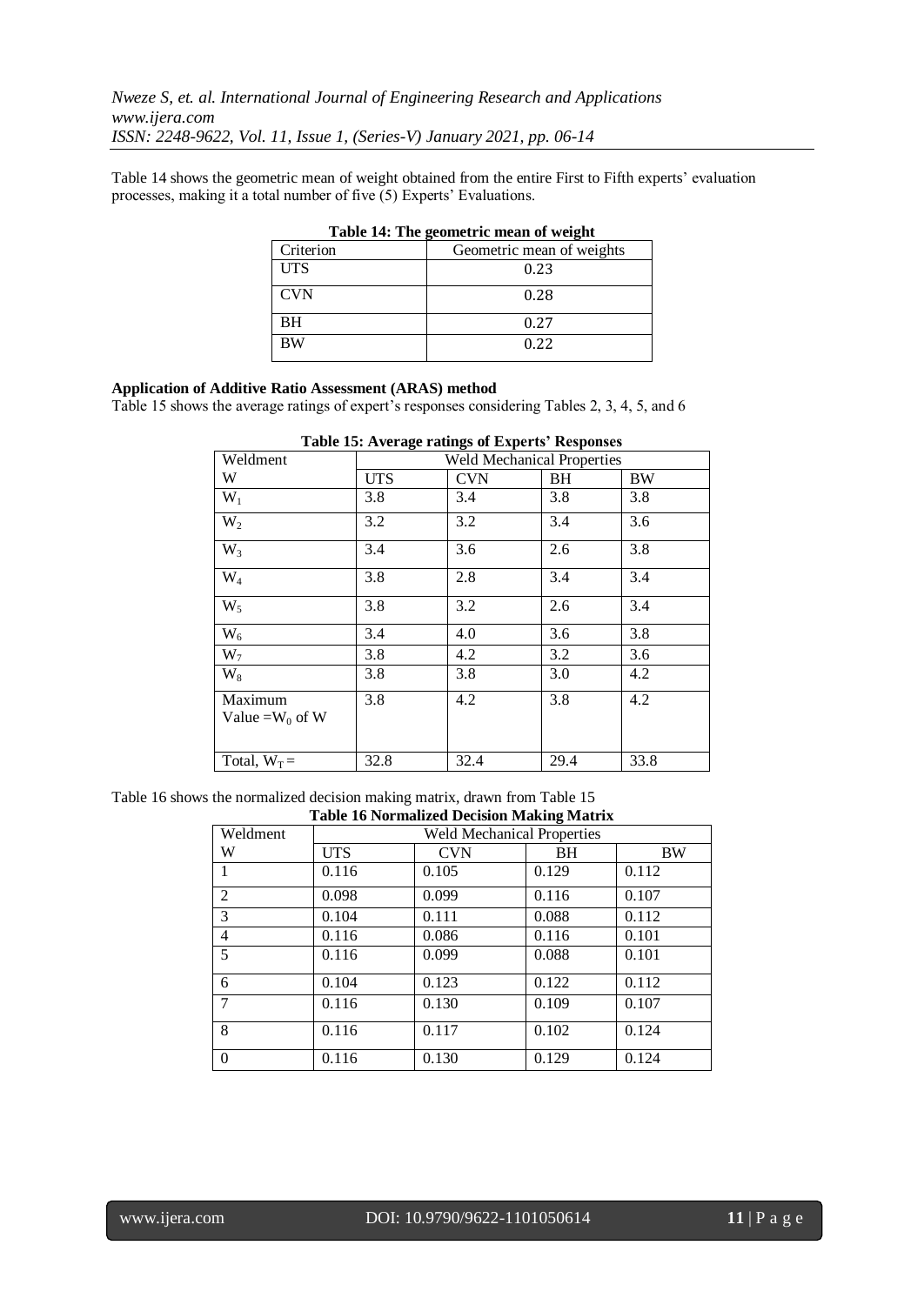Table 14 shows the geometric mean of weight obtained from the entire First to Fifth experts' evaluation processes, making it a total number of five (5) Experts' Evaluations.

**Table 14: The geometric mean of weight**

| Criterion | Geometric mean of weights |
|---|---|
| UTS | 0.23 |
| CVN | 0.28 |
| BH | 0.27 |
| BW | 0.22 |

**Application of Additive Ratio Assessment (ARAS) method**

Table 15 shows the average ratings of expert's responses considering Tables 2, 3, 4, 5, and 6

**Table 15: Average ratings of Experts' Responses**

| Weldment | Weld Mechanical Properties | | | |
|---|---|---|---|---|
| W | UTS | CVN | BH | BW |
| $W_1$ | 3.8 | 3.4 | 3.8 | 3.8 |
| $W_2$ | 3.2 | 3.2 | 3.4 | 3.6 |
| $W_3$ | 3.4 | 3.6 | 2.6 | 3.8 |
| $W_4$ | 3.8 | 2.8 | 3.4 | 3.4 |
| $W_5$ | 3.8 | 3.2 | 2.6 | 3.4 |
| $W_6$ | 3.4 | 4.0 | 3.6 | 3.8 |
| $W_7$ | 3.8 | 4.2 | 3.2 | 3.6 |
| $W_8$ | 3.8 | 3.8 | 3.0 | 4.2 |
| Maximum Value $=W_0$ of W | 3.8 | 4.2 | 3.8 | 4.2 |
| Total, $W_T =$ | 32.8 | 32.4 | 29.4 | 33.8 |

Table 16 shows the normalized decision making matrix, drawn from Table 15

**Table 16 Normalized Decision Making Matrix**

| Weldment | Weld Mechanical Properties | | | |
|---|---|---|---|---|
| W | UTS | CVN | BH | BW |
| 1 | 0.116 | 0.105 | 0.129 | 0.112 |
| 2 | 0.098 | 0.099 | 0.116 | 0.107 |
| 3 | 0.104 | 0.111 | 0.088 | 0.112 |
| 4 | 0.116 | 0.086 | 0.116 | 0.101 |
| 5 | 0.116 | 0.099 | 0.088 | 0.101 |
| 6 | 0.104 | 0.123 | 0.122 | 0.112 |
| 7 | 0.116 | 0.130 | 0.109 | 0.107 |
| 8 | 0.116 | 0.117 | 0.102 | 0.124 |
| 0 | 0.116 | 0.130 | 0.129 | 0.124 |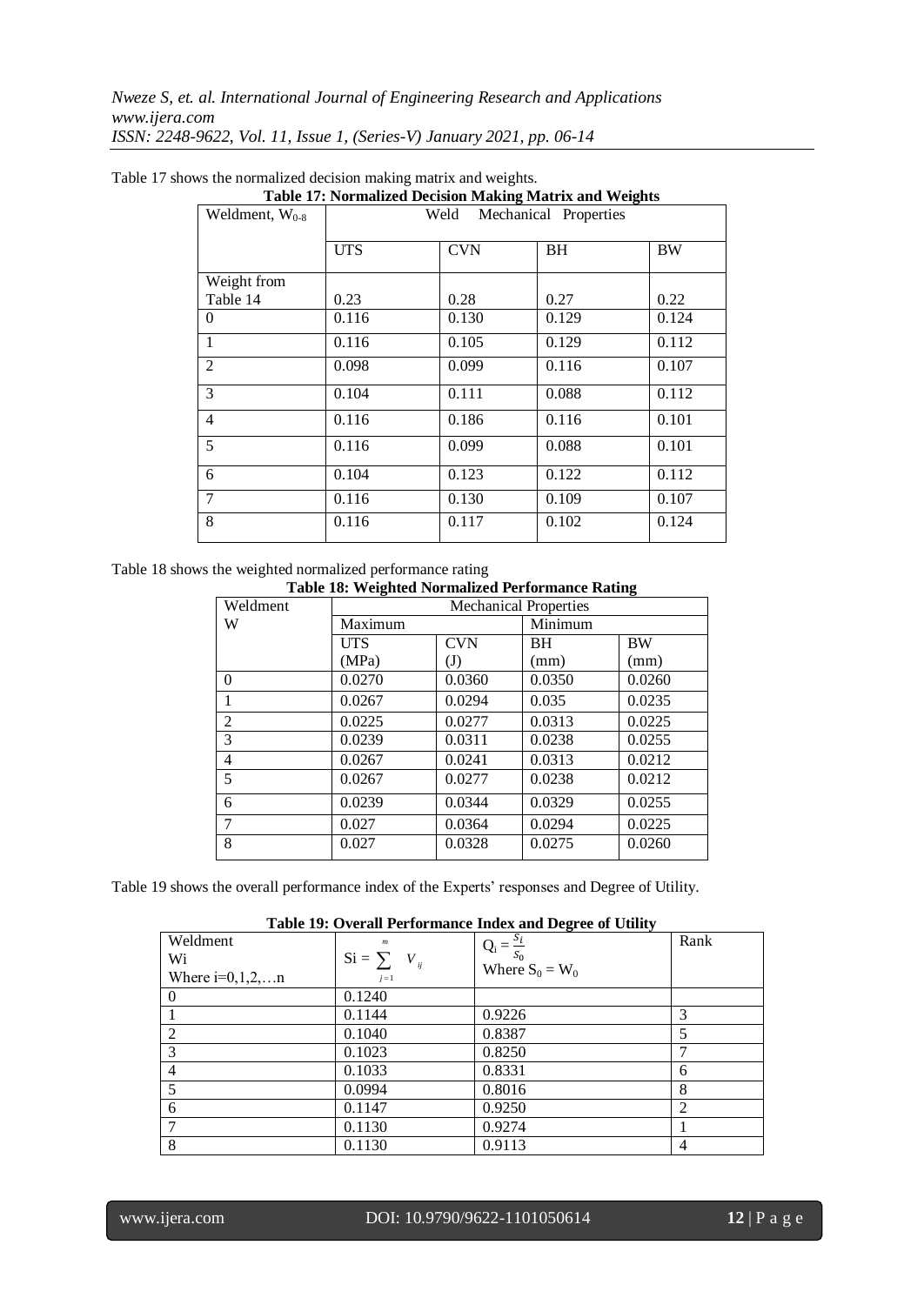Table 17 shows the normalized decision making matrix and weights.

**Table 17: Normalized Decision Making Matrix and Weights**

| Weldment, $W_{0-8}$ | Weld Mechanical Properties | | | |
|---|---|---|---|---|
| | UTS | CVN | BH | BW |
| Weight from Table 14 | 0.23 | 0.28 | 0.27 | 0.22 |
| 0 | 0.116 | 0.130 | 0.129 | 0.124 |
| 1 | 0.116 | 0.105 | 0.129 | 0.112 |
| 2 | 0.098 | 0.099 | 0.116 | 0.107 |
| 3 | 0.104 | 0.111 | 0.088 | 0.112 |
| 4 | 0.116 | 0.186 | 0.116 | 0.101 |
| 5 | 0.116 | 0.099 | 0.088 | 0.101 |
| 6 | 0.104 | 0.123 | 0.122 | 0.112 |
| 7 | 0.116 | 0.130 | 0.109 | 0.107 |
| 8 | 0.116 | 0.117 | 0.102 | 0.124 |

Table 18 shows the weighted normalized performance rating

**Table 18: Weighted Normalized Performance Rating**

| Weldment W | Mechanical Properties | | | |
|---|---|---|---|---|
| | Maximum | | Minimum | |
| | UTS (MPa) | CVN (J) | BH (mm) | BW (mm) |
| 0 | 0.0270 | 0.0360 | 0.0350 | 0.0260 |
| 1 | 0.0267 | 0.0294 | 0.035 | 0.0235 |
| 2 | 0.0225 | 0.0277 | 0.0313 | 0.0225 |
| 3 | 0.0239 | 0.0311 | 0.0238 | 0.0255 |
| 4 | 0.0267 | 0.0241 | 0.0313 | 0.0212 |
| 5 | 0.0267 | 0.0277 | 0.0238 | 0.0212 |
| 6 | 0.0239 | 0.0344 | 0.0329 | 0.0255 |
| 7 | 0.027 | 0.0364 | 0.0294 | 0.0225 |
| 8 | 0.027 | 0.0328 | 0.0275 | 0.0260 |

Table 19 shows the overall performance index of the Experts' responses and Degree of Utility.

**Table 19: Overall Performance Index and Degree of Utility**

| Weldment Wi Where i=0,1,2,…n | $S_i = \sum_{j=1}^{m} V_{ij}$ | $Q_i = \frac{S_i}{S_0}$ Where $S_0 = W_0$ | Rank |
|---|---|---|---|
| 0 | 0.1240 | | |
| 1 | 0.1144 | 0.9226 | 3 |
| 2 | 0.1040 | 0.8387 | 5 |
| 3 | 0.1023 | 0.8250 | 7 |
| 4 | 0.1033 | 0.8331 | 6 |
| 5 | 0.0994 | 0.8016 | 8 |
| 6 | 0.1147 | 0.9250 | 2 |
| 7 | 0.1130 | 0.9274 | 1 |
| 8 | 0.1130 | 0.9113 | 4 |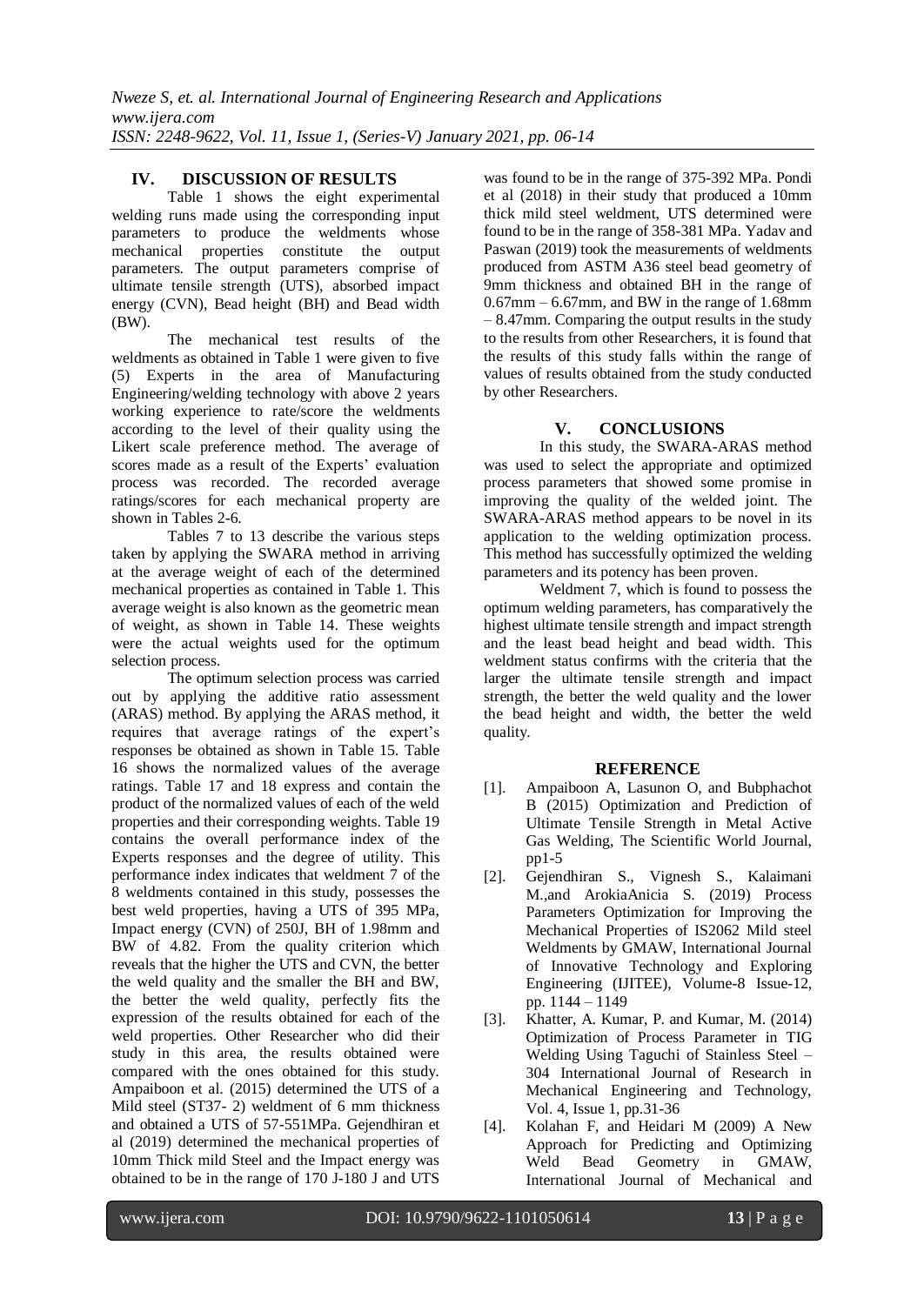## IV. DISCUSSION OF RESULTS

Table 1 shows the eight experimental welding runs made using the corresponding input parameters to produce the weldments whose mechanical properties constitute the output parameters. The output parameters comprise of ultimate tensile strength (UTS), absorbed impact energy (CVN), Bead height (BH) and Bead width (BW).

The mechanical test results of the weldments as obtained in Table 1 were given to five (5) Experts in the area of Manufacturing Engineering/welding technology with above 2 years working experience to rate/score the weldments according to the level of their quality using the Likert scale preference method. The average of scores made as a result of the Experts' evaluation process was recorded. The recorded average ratings/scores for each mechanical property are shown in Tables 2-6.

Tables 7 to 13 describe the various steps taken by applying the SWARA method in arriving at the average weight of each of the determined mechanical properties as contained in Table 1. This average weight is also known as the geometric mean of weight, as shown in Table 14. These weights were the actual weights used for the optimum selection process.

The optimum selection process was carried out by applying the additive ratio assessment (ARAS) method. By applying the ARAS method, it requires that average ratings of the expert's responses be obtained as shown in Table 15. Table 16 shows the normalized values of the average ratings. Table 17 and 18 express and contain the product of the normalized values of each of the weld properties and their corresponding weights. Table 19 contains the overall performance index of the Experts responses and the degree of utility. This performance index indicates that weldment 7 of the 8 weldments contained in this study, possesses the best weld properties, having a UTS of 395 MPa, Impact energy (CVN) of 250J, BH of 1.98mm and BW of 4.82. From the quality criterion which reveals that the higher the UTS and CVN, the better the weld quality and the smaller the BH and BW, the better the weld quality, perfectly fits the expression of the results obtained for each of the weld properties. Other Researcher who did their study in this area, the results obtained were compared with the ones obtained for this study. Ampaiboon et al. (2015) determined the UTS of a Mild steel (ST37- 2) weldment of 6 mm thickness and obtained a UTS of 57-551MPa. Gejendhiran et al (2019) determined the mechanical properties of 10mm Thick mild Steel and the Impact energy was obtained to be in the range of 170 J-180 J and UTS was found to be in the range of 375-392 MPa. Pondi et al (2018) in their study that produced a 10mm thick mild steel weldment, UTS determined were found to be in the range of 358-381 MPa. Yadav and Paswan (2019) took the measurements of weldments produced from ASTM A36 steel bead geometry of 9mm thickness and obtained BH in the range of 0.67mm – 6.67mm, and BW in the range of 1.68mm – 8.47mm. Comparing the output results in the study to the results from other Researchers, it is found that the results of this study falls within the range of values of results obtained from the study conducted by other Researchers.

## V. CONCLUSIONS

In this study, the SWARA-ARAS method was used to select the appropriate and optimized process parameters that showed some promise in improving the quality of the welded joint. The SWARA-ARAS method appears to be novel in its application to the welding optimization process. This method has successfully optimized the welding parameters and its potency has been proven.

Weldment 7, which is found to possess the optimum welding parameters, has comparatively the highest ultimate tensile strength and impact strength and the least bead height and bead width. This weldment status confirms with the criteria that the larger the ultimate tensile strength and impact strength, the better the weld quality and the lower the bead height and width, the better the weld quality.

## REFERENCE

[1]. Ampaiboon A, Lasunon O, and Bubphachot B (2015) Optimization and Prediction of Ultimate Tensile Strength in Metal Active Gas Welding, The Scientific World Journal, pp1-5

[2]. Gejendhiran S., Vignesh S., Kalaimani M.,and ArokiaAnicia S. (2019) Process Parameters Optimization for Improving the Mechanical Properties of IS2062 Mild steel Weldments by GMAW, International Journal of Innovative Technology and Exploring Engineering (IJITEE), Volume-8 Issue-12, pp. 1144 – 1149

[3]. Khatter, A. Kumar, P. and Kumar, M. (2014) Optimization of Process Parameter in TIG Welding Using Taguchi of Stainless Steel – 304 International Journal of Research in Mechanical Engineering and Technology, Vol. 4, Issue 1, pp.31-36

[4]. Kolahan F, and Heidari M (2009) A New Approach for Predicting and Optimizing Weld Bead Geometry in GMAW, International Journal of Mechanical and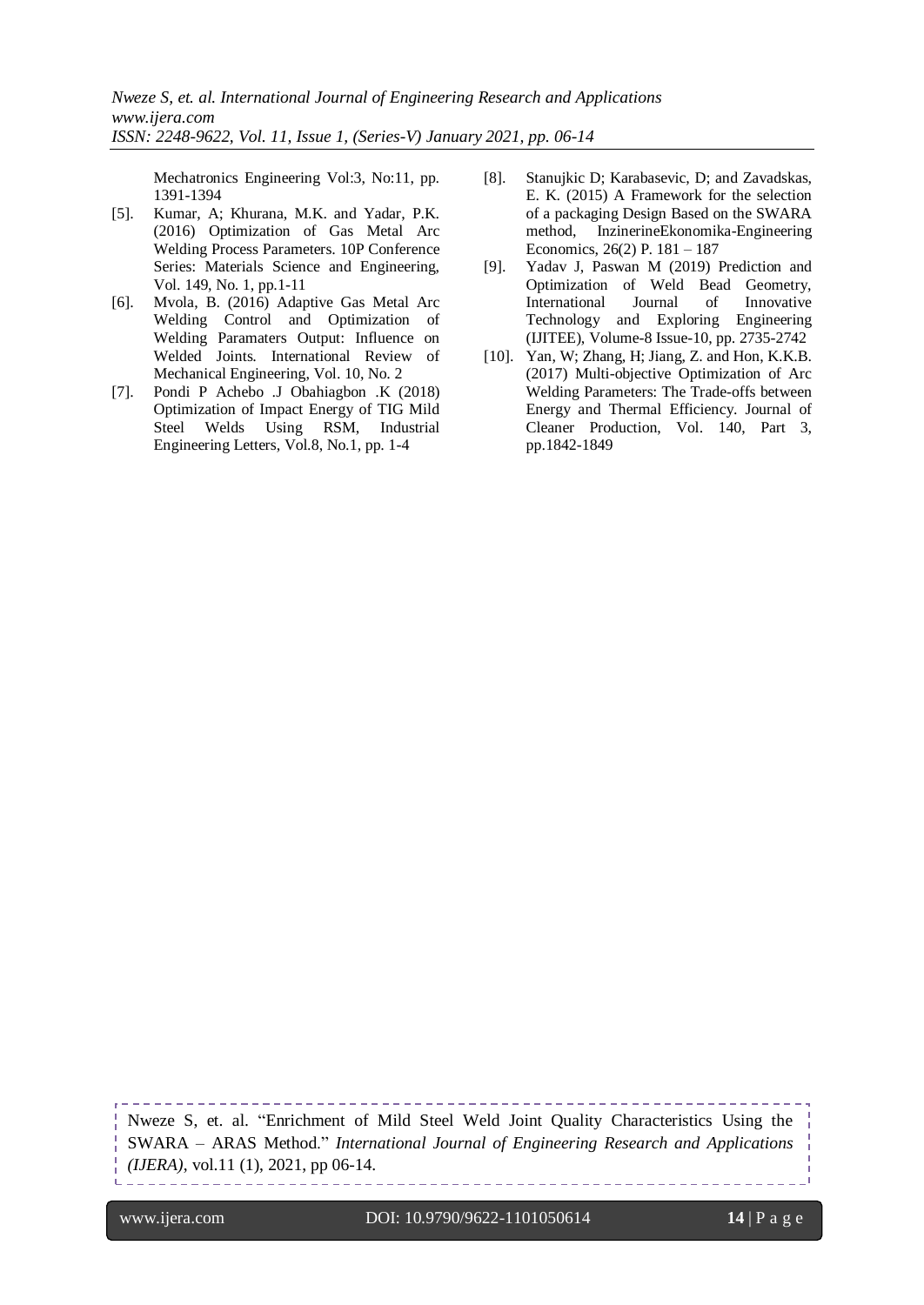Mechatronics Engineering Vol:3, No:11, pp. 1391-1394

[5]. Kumar, A; Khurana, M.K. and Yadar, P.K. (2016) Optimization of Gas Metal Arc Welding Process Parameters. 10P Conference Series: Materials Science and Engineering, Vol. 149, No. 1, pp.1-11

[6]. Mvola, B. (2016) Adaptive Gas Metal Arc Welding Control and Optimization of Welding Paramaters Output: Influence on Welded Joints. International Review of Mechanical Engineering, Vol. 10, No. 2

[7]. Pondi P Achebo .J Obahiagbon .K (2018) Optimization of Impact Energy of TIG Mild Steel Welds Using RSM, Industrial Engineering Letters, Vol.8, No.1, pp. 1-4

[8]. Stanujkic D; Karabasevic, D; and Zavadskas, E. K. (2015) A Framework for the selection of a packaging Design Based on the SWARA method, InzinerineEkonomika-Engineering Economics, 26(2) P. 181 – 187

[9]. Yadav J, Paswan M (2019) Prediction and Optimization of Weld Bead Geometry, International Journal of Innovative Technology and Exploring Engineering (IJITEE), Volume-8 Issue-10, pp. 2735-2742

[10]. Yan, W; Zhang, H; Jiang, Z. and Hon, K.K.B. (2017) Multi-objective Optimization of Arc Welding Parameters: The Trade-offs between Energy and Thermal Efficiency. Journal of Cleaner Production, Vol. 140, Part 3, pp.1842-1849

Nweze S, et. al. "Enrichment of Mild Steel Weld Joint Quality Characteristics Using the SWARA – ARAS Method." *International Journal of Engineering Research and Applications (IJERA)*, vol.11 (1), 2021, pp 06-14.